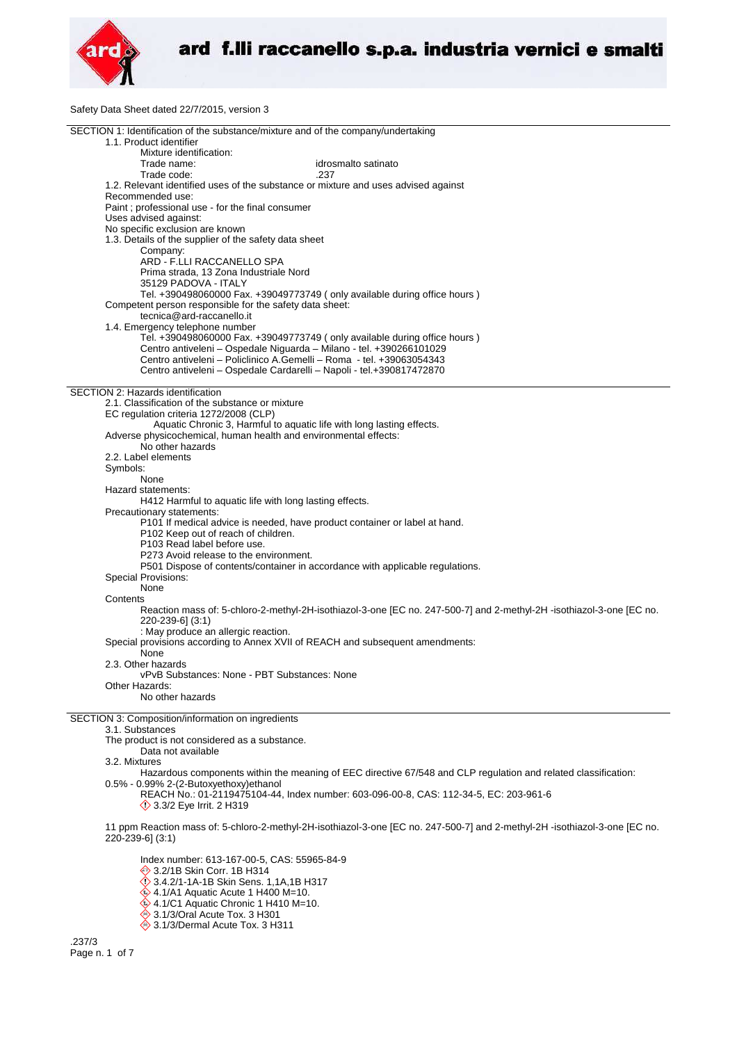# ard f.lli raccanello s.p.a. industria vernici e smalti

Safety Data Sheet dated 22/7/2015, version 3

## SECTION 1: Identification of the substance/mixture and of the company/undertaking

1.1. Product identifier

Mixture identification:

Trade name: idrosmalto satinato

Trade code: .237

1.2. Relevant identified uses of the substance or mixture and uses advised against

Recommended use:

Paint ; professional use - for the final consumer

Uses advised against:

No specific exclusion are known

1.3. Details of the supplier of the safety data sheet

Company:

ARD - F.LLI RACCANELLO SPA
Prima strada, 13 Zona Industriale Nord
35129 PADOVA - ITALY
Tel. +390498060000 Fax. +39049773749 ( only available during office hours )

Competent person responsible for the safety data sheet:

tecnica@ard-raccanello.it

1.4. Emergency telephone number

Tel. +390498060000 Fax. +39049773749 ( only available during office hours )
Centro antiveleni – Ospedale Niguarda – Milano - tel. +390266101029
Centro antiveleni – Policlinico A.Gemelli – Roma - tel. +39063054343
Centro antiveleni – Ospedale Cardarelli – Napoli - tel.+390817472870

## SECTION 2: Hazards identification

2.1. Classification of the substance or mixture

EC regulation criteria 1272/2008 (CLP)

Aquatic Chronic 3, Harmful to aquatic life with long lasting effects.

Adverse physicochemical, human health and environmental effects:

No other hazards

2.2. Label elements

Symbols:

None

Hazard statements:

H412 Harmful to aquatic life with long lasting effects.

Precautionary statements:

P101 If medical advice is needed, have product container or label at hand.
P102 Keep out of reach of children.
P103 Read label before use.
P273 Avoid release to the environment.
P501 Dispose of contents/container in accordance with applicable regulations.

Special Provisions:

None

Contents

Reaction mass of: 5-chloro-2-methyl-2H-isothiazol-3-one [EC no. 247-500-7] and 2-methyl-2H -isothiazol-3-one [EC no. 220-239-6] (3:1)
: May produce an allergic reaction.

Special provisions according to Annex XVII of REACH and subsequent amendments:

None

2.3. Other hazards

vPvB Substances: None - PBT Substances: None

Other Hazards:

No other hazards

## SECTION 3: Composition/information on ingredients

3.1. Substances

The product is not considered as a substance.

Data not available

3.2. Mixtures

Hazardous components within the meaning of EEC directive 67/548 and CLP regulation and related classification:

0.5% - 0.99% 2-(2-Butoxyethoxy)ethanol

REACH No.: 01-2119475104-44, Index number: 603-096-00-8, CAS: 112-34-5, EC: 203-961-6
3.3/2 Eye Irrit. 2 H319

11 ppm Reaction mass of: 5-chloro-2-methyl-2H-isothiazol-3-one [EC no. 247-500-7] and 2-methyl-2H -isothiazol-3-one [EC no. 220-239-6] (3:1)

Index number: 613-167-00-5, CAS: 55965-84-9
3.2/1B Skin Corr. 1B H314
3.4.2/1-1A-1B Skin Sens. 1,1A,1B H317
4.1/A1 Aquatic Acute 1 H400 M=10.
4.1/C1 Aquatic Chronic 1 H410 M=10.
3.1/3/Oral Acute Tox. 3 H301
3.1/3/Dermal Acute Tox. 3 H311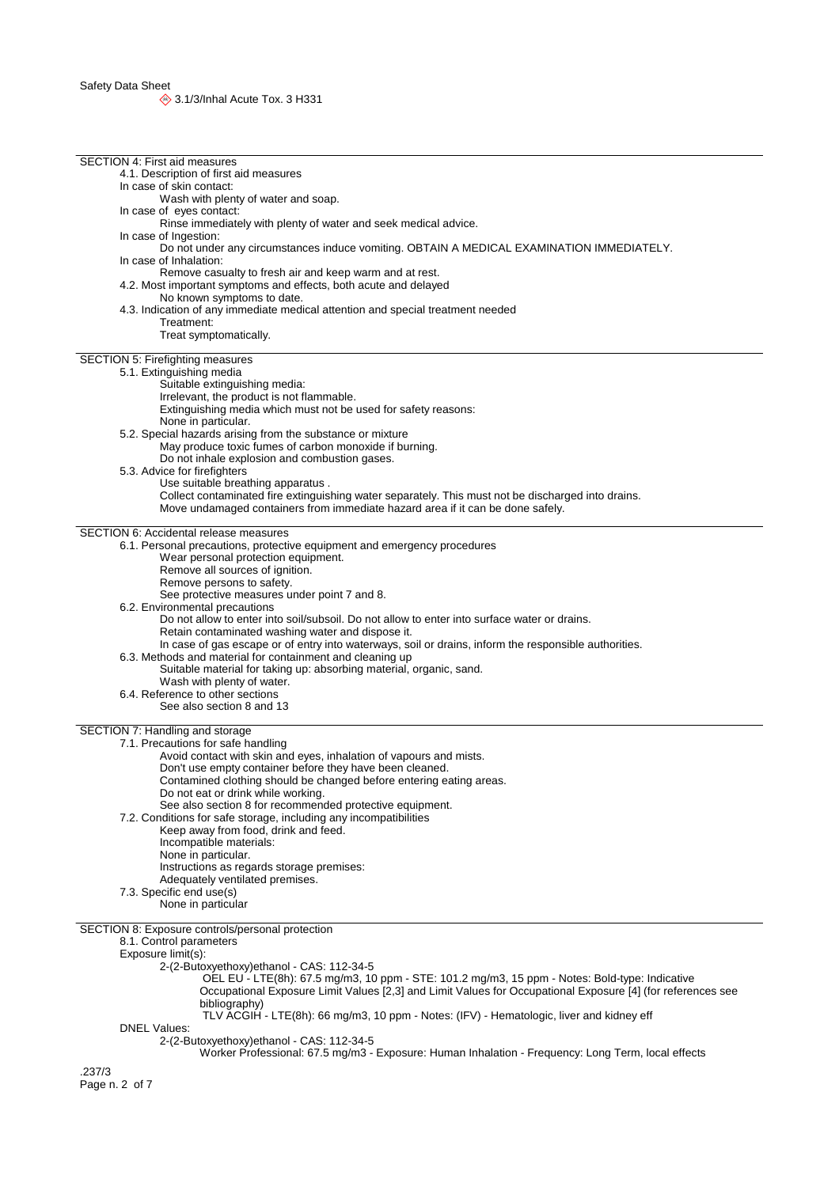◈ 3.1/3/Inhal Acute Tox. 3 H331

## SECTION 4: First aid measures

4.1. Description of first aid measures

In case of skin contact:

Wash with plenty of water and soap.

In case of eyes contact:

Rinse immediately with plenty of water and seek medical advice.

In case of Ingestion:

Do not under any circumstances induce vomiting. OBTAIN A MEDICAL EXAMINATION IMMEDIATELY.

In case of Inhalation:

Remove casualty to fresh air and keep warm and at rest.

4.2. Most important symptoms and effects, both acute and delayed

No known symptoms to date.

4.3. Indication of any immediate medical attention and special treatment needed

Treatment:

Treat symptomatically.

## SECTION 5: Firefighting measures

5.1. Extinguishing media

Suitable extinguishing media:

Irrelevant, the product is not flammable.

Extinguishing media which must not be used for safety reasons:

None in particular.

5.2. Special hazards arising from the substance or mixture

May produce toxic fumes of carbon monoxide if burning.

Do not inhale explosion and combustion gases.

5.3. Advice for firefighters

Use suitable breathing apparatus .

Collect contaminated fire extinguishing water separately. This must not be discharged into drains.

Move undamaged containers from immediate hazard area if it can be done safely.

## SECTION 6: Accidental release measures

6.1. Personal precautions, protective equipment and emergency procedures

Wear personal protection equipment.

Remove all sources of ignition.

Remove persons to safety.

See protective measures under point 7 and 8.

6.2. Environmental precautions

Do not allow to enter into soil/subsoil. Do not allow to enter into surface water or drains.

Retain contaminated washing water and dispose it.

In case of gas escape or of entry into waterways, soil or drains, inform the responsible authorities.

6.3. Methods and material for containment and cleaning up

Suitable material for taking up: absorbing material, organic, sand.

Wash with plenty of water.

6.4. Reference to other sections

See also section 8 and 13

## SECTION 7: Handling and storage

7.1. Precautions for safe handling

Avoid contact with skin and eyes, inhalation of vapours and mists.

Don't use empty container before they have been cleaned.

Contamined clothing should be changed before entering eating areas.

Do not eat or drink while working.

See also section 8 for recommended protective equipment.

7.2. Conditions for safe storage, including any incompatibilities

Keep away from food, drink and feed.

Incompatible materials:

None in particular.

Instructions as regards storage premises:

Adequately ventilated premises.

7.3. Specific end use(s)

None in particular

## SECTION 8: Exposure controls/personal protection

8.1. Control parameters

Exposure limit(s):

2-(2-Butoxyethoxy)ethanol - CAS: 112-34-5

OEL EU - LTE(8h): 67.5 mg/m3, 10 ppm - STE: 101.2 mg/m3, 15 ppm - Notes: Bold-type: Indicative Occupational Exposure Limit Values [2,3] and Limit Values for Occupational Exposure [4] (for references see bibliography)

TLV ACGIH - LTE(8h): 66 mg/m3, 10 ppm - Notes: (IFV) - Hematologic, liver and kidney eff

DNEL Values:

2-(2-Butoxyethoxy)ethanol - CAS: 112-34-5

Worker Professional: 67.5 mg/m3 - Exposure: Human Inhalation - Frequency: Long Term, local effects

.237/3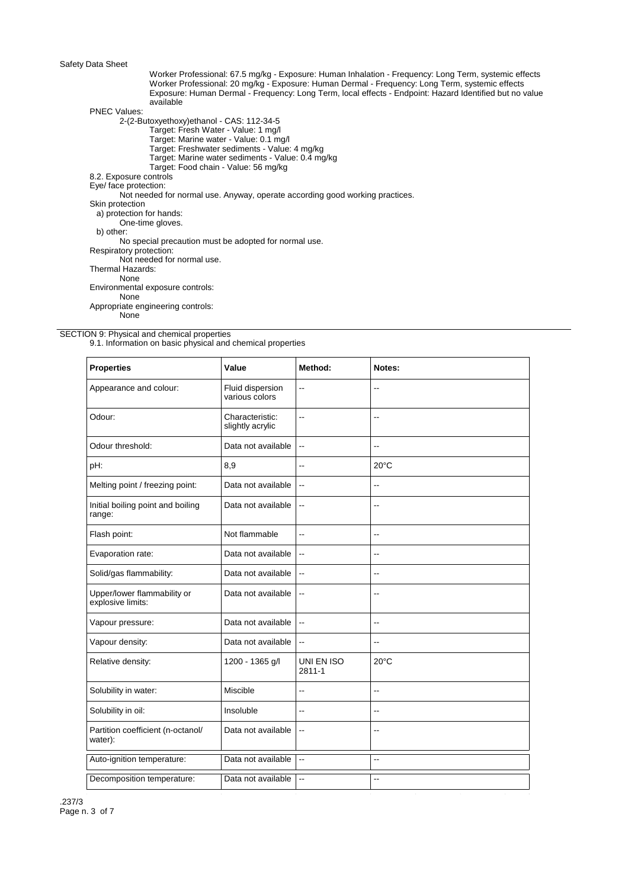Worker Professional: 67.5 mg/kg - Exposure: Human Inhalation - Frequency: Long Term, systemic effects
Worker Professional: 20 mg/kg - Exposure: Human Dermal - Frequency: Long Term, systemic effects
Exposure: Human Dermal - Frequency: Long Term, local effects - Endpoint: Hazard Identified but no value available

PNEC Values:

2-(2-Butoxyethoxy)ethanol - CAS: 112-34-5
Target: Fresh Water - Value: 1 mg/l
Target: Marine water - Value: 0.1 mg/l
Target: Freshwater sediments - Value: 4 mg/kg
Target: Marine water sediments - Value: 0.4 mg/kg
Target: Food chain - Value: 56 mg/kg

8.2. Exposure controls

Eye/ face protection:
Not needed for normal use. Anyway, operate according good working practices.

Skin protection
a) protection for hands:
One-time gloves.
b) other:
No special precaution must be adopted for normal use.

Respiratory protection:
Not needed for normal use.

Thermal Hazards:
None

Environmental exposure controls:
None

Appropriate engineering controls:
None

## SECTION 9: Physical and chemical properties

9.1. Information on basic physical and chemical properties

| Properties | Value | Method: | Notes: |
|---|---|---|---|
| Appearance and colour: | Fluid dispersion various colors | -- | -- |
| Odour: | Characteristic: slightly acrylic | -- | -- |
| Odour threshold: | Data not available | -- | -- |
| pH: | 8,9 | -- | 20°C |
| Melting point / freezing point: | Data not available | -- | -- |
| Initial boiling point and boiling range: | Data not available | -- | -- |
| Flash point: | Not flammable | -- | -- |
| Evaporation rate: | Data not available | -- | -- |
| Solid/gas flammability: | Data not available | -- | -- |
| Upper/lower flammability or explosive limits: | Data not available | -- | -- |
| Vapour pressure: | Data not available | -- | -- |
| Vapour density: | Data not available | -- | -- |
| Relative density: | 1200 - 1365 g/l | UNI EN ISO 2811-1 | 20°C |
| Solubility in water: | Miscible | -- | -- |
| Solubility in oil: | Insoluble | -- | -- |
| Partition coefficient (n-octanol/ water): | Data not available | -- | -- |
| Auto-ignition temperature: | Data not available | -- | -- |
| Decomposition temperature: | Data not available | -- | -- |

.237/3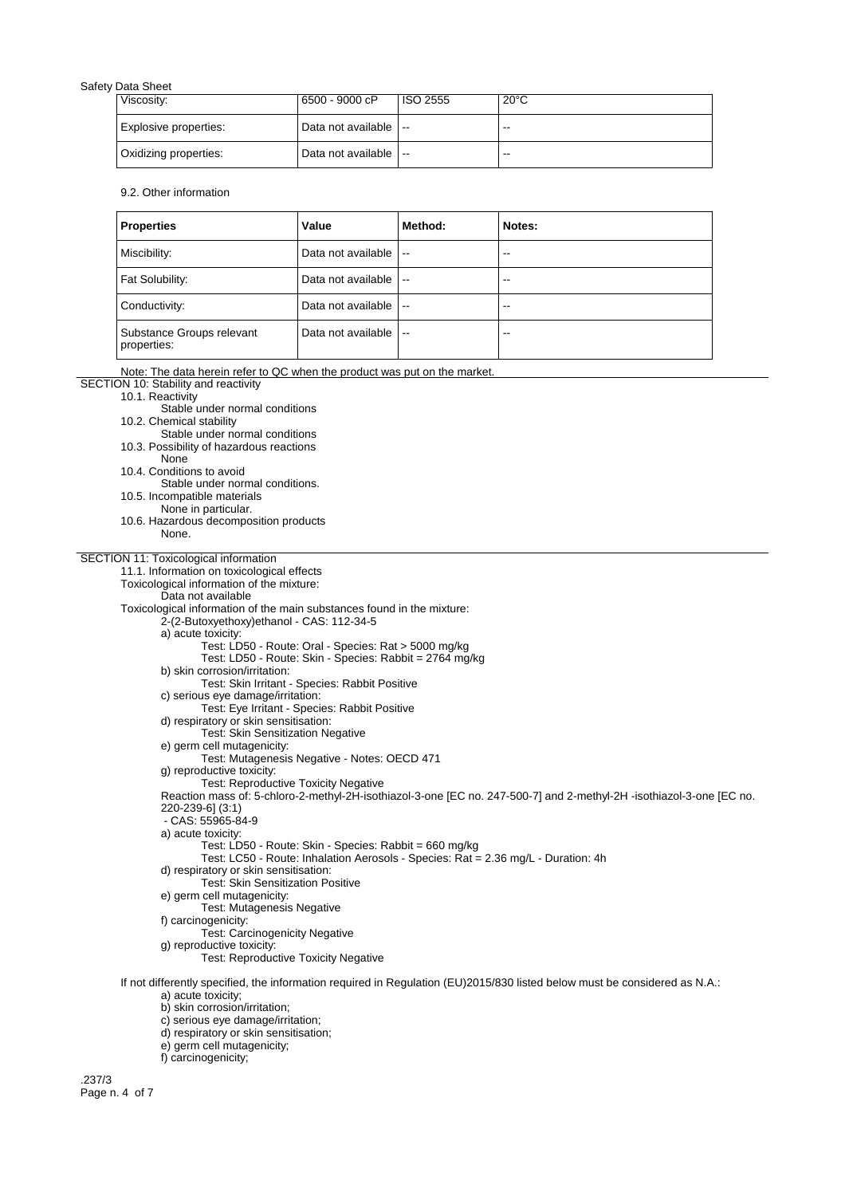| Viscosity: | 6500 - 9000 cP | ISO 2555 | 20°C |
|---|---|---|---|
| Explosive properties: | Data not available | -- | -- |
| Oxidizing properties: | Data not available | -- | -- |

9.2. Other information

| Properties | Value | Method: | Notes: |
|---|---|---|---|
| Miscibility: | Data not available | -- | -- |
| Fat Solubility: | Data not available | -- | -- |
| Conductivity: | Data not available | -- | -- |
| Substance Groups relevant properties: | Data not available | -- | -- |

Note: The data herein refer to QC when the product was put on the market.

## SECTION 10: Stability and reactivity

10.1. Reactivity
Stable under normal conditions

10.2. Chemical stability
Stable under normal conditions

10.3. Possibility of hazardous reactions
None

10.4. Conditions to avoid
Stable under normal conditions.

10.5. Incompatible materials
None in particular.

10.6. Hazardous decomposition products
None.

## SECTION 11: Toxicological information

11.1. Information on toxicological effects

Toxicological information of the mixture:
Data not available

Toxicological information of the main substances found in the mixture:

2-(2-Butoxyethoxy)ethanol - CAS: 112-34-5

a) acute toxicity:
Test: LD50 - Route: Oral - Species: Rat > 5000 mg/kg
Test: LD50 - Route: Skin - Species: Rabbit = 2764 mg/kg

b) skin corrosion/irritation:
Test: Skin Irritant - Species: Rabbit Positive

c) serious eye damage/irritation:
Test: Eye Irritant - Species: Rabbit Positive

d) respiratory or skin sensitisation:
Test: Skin Sensitization Negative

e) germ cell mutagenicity:
Test: Mutagenesis Negative - Notes: OECD 471

g) reproductive toxicity:
Test: Reproductive Toxicity Negative

Reaction mass of: 5-chloro-2-methyl-2H-isothiazol-3-one [EC no. 247-500-7] and 2-methyl-2H -isothiazol-3-one [EC no. 220-239-6] (3:1)
- CAS: 55965-84-9

a) acute toxicity:
Test: LD50 - Route: Skin - Species: Rabbit = 660 mg/kg
Test: LC50 - Route: Inhalation Aerosols - Species: Rat = 2.36 mg/L - Duration: 4h

d) respiratory or skin sensitisation:
Test: Skin Sensitization Positive

e) germ cell mutagenicity:
Test: Mutagenesis Negative

f) carcinogenicity:
Test: Carcinogenicity Negative

g) reproductive toxicity:
Test: Reproductive Toxicity Negative

If not differently specified, the information required in Regulation (EU)2015/830 listed below must be considered as N.A.:

a) acute toxicity;
b) skin corrosion/irritation;
c) serious eye damage/irritation;
d) respiratory or skin sensitisation;
e) germ cell mutagenicity;
f) carcinogenicity;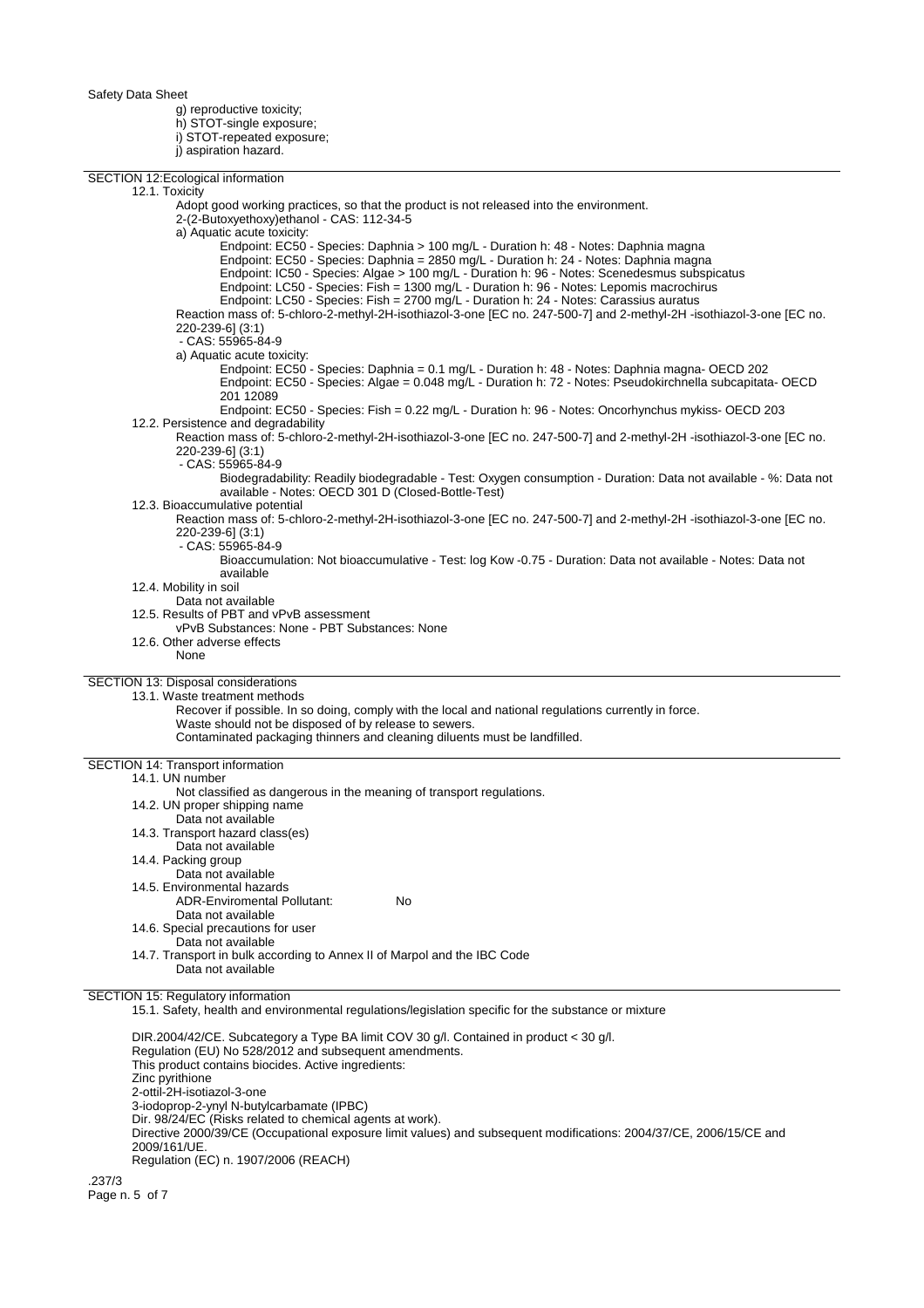g) reproductive toxicity;
h) STOT-single exposure;
i) STOT-repeated exposure;
j) aspiration hazard.

## SECTION 12:Ecological information

### 12.1. Toxicity

Adopt good working practices, so that the product is not released into the environment.

2-(2-Butoxyethoxy)ethanol - CAS: 112-34-5

a) Aquatic acute toxicity:

Endpoint: EC50 - Species: Daphnia > 100 mg/L - Duration h: 48 - Notes: Daphnia magna
Endpoint: EC50 - Species: Daphnia = 2850 mg/L - Duration h: 24 - Notes: Daphnia magna
Endpoint: IC50 - Species: Algae > 100 mg/L - Duration h: 96 - Notes: Scenedesmus subspicatus
Endpoint: LC50 - Species: Fish = 1300 mg/L - Duration h: 96 - Notes: Lepomis macrochirus
Endpoint: LC50 - Species: Fish = 2700 mg/L - Duration h: 24 - Notes: Carassius auratus

Reaction mass of: 5-chloro-2-methyl-2H-isothiazol-3-one [EC no. 247-500-7] and 2-methyl-2H -isothiazol-3-one [EC no. 220-239-6] (3:1)
- CAS: 55965-84-9

a) Aquatic acute toxicity:

Endpoint: EC50 - Species: Daphnia = 0.1 mg/L - Duration h: 48 - Notes: Daphnia magna- OECD 202
Endpoint: EC50 - Species: Algae = 0.048 mg/L - Duration h: 72 - Notes: Pseudokirchnella subcapitata- OECD 201 12089
Endpoint: EC50 - Species: Fish = 0.22 mg/L - Duration h: 96 - Notes: Oncorhynchus mykiss- OECD 203

### 12.2. Persistence and degradability

Reaction mass of: 5-chloro-2-methyl-2H-isothiazol-3-one [EC no. 247-500-7] and 2-methyl-2H -isothiazol-3-one [EC no. 220-239-6] (3:1)
- CAS: 55965-84-9

Biodegradability: Readily biodegradable - Test: Oxygen consumption - Duration: Data not available - %: Data not available - Notes: OECD 301 D (Closed-Bottle-Test)

### 12.3. Bioaccumulative potential

Reaction mass of: 5-chloro-2-methyl-2H-isothiazol-3-one [EC no. 247-500-7] and 2-methyl-2H -isothiazol-3-one [EC no. 220-239-6] (3:1)
- CAS: 55965-84-9

Bioaccumulation: Not bioaccumulative - Test: log Kow -0.75 - Duration: Data not available - Notes: Data not available

### 12.4. Mobility in soil

Data not available

### 12.5. Results of PBT and vPvB assessment

vPvB Substances: None - PBT Substances: None

### 12.6. Other adverse effects

None

## SECTION 13: Disposal considerations

### 13.1. Waste treatment methods

Recover if possible. In so doing, comply with the local and national regulations currently in force.
Waste should not be disposed of by release to sewers.
Contaminated packaging thinners and cleaning diluents must be landfilled.

## SECTION 14: Transport information

### 14.1. UN number

Not classified as dangerous in the meaning of transport regulations.

### 14.2. UN proper shipping name

Data not available

### 14.3. Transport hazard class(es)

Data not available

### 14.4. Packing group

Data not available

### 14.5. Environmental hazards

ADR-Enviromental Pollutant: No
Data not available

### 14.6. Special precautions for user

Data not available

### 14.7. Transport in bulk according to Annex II of Marpol and the IBC Code

Data not available

## SECTION 15: Regulatory information

### 15.1. Safety, health and environmental regulations/legislation specific for the substance or mixture

DIR.2004/42/CE. Subcategory a Type BA limit COV 30 g/l. Contained in product < 30 g/l.
Regulation (EU) No 528/2012 and subsequent amendments.
This product contains biocides. Active ingredients:
Zinc pyrithione
2-ottil-2H-isotiazol-3-one
3-iodoprop-2-ynyl N-butylcarbamate (IPBC)
Dir. 98/24/EC (Risks related to chemical agents at work).
Directive 2000/39/CE (Occupational exposure limit values) and subsequent modifications: 2004/37/CE, 2006/15/CE and 2009/161/UE.
Regulation (EC) n. 1907/2006 (REACH)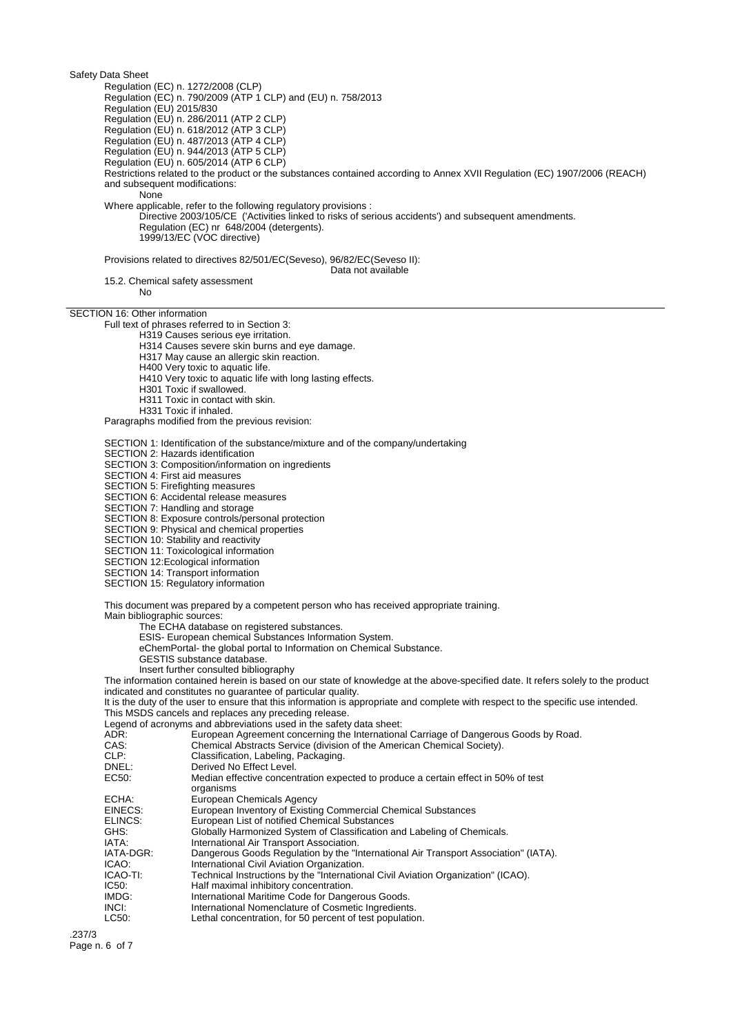Regulation (EC) n. 1272/2008 (CLP)
Regulation (EC) n. 790/2009 (ATP 1 CLP) and (EU) n. 758/2013
Regulation (EU) 2015/830
Regulation (EU) n. 286/2011 (ATP 2 CLP)
Regulation (EU) n. 618/2012 (ATP 3 CLP)
Regulation (EU) n. 487/2013 (ATP 4 CLP)
Regulation (EU) n. 944/2013 (ATP 5 CLP)
Regulation (EU) n. 605/2014 (ATP 6 CLP)

Restrictions related to the product or the substances contained according to Annex XVII Regulation (EC) 1907/2006 (REACH) and subsequent modifications:

None

Where applicable, refer to the following regulatory provisions :

Directive 2003/105/CE ('Activities linked to risks of serious accidents') and subsequent amendments.
Regulation (EC) nr 648/2004 (detergents).
1999/13/EC (VOC directive)

Provisions related to directives 82/501/EC(Seveso), 96/82/EC(Seveso II):

Data not available

15.2. Chemical safety assessment

No

## SECTION 16: Other information

Full text of phrases referred to in Section 3:

H319 Causes serious eye irritation.
H314 Causes severe skin burns and eye damage.
H317 May cause an allergic skin reaction.
H400 Very toxic to aquatic life.
H410 Very toxic to aquatic life with long lasting effects.
H301 Toxic if swallowed.
H311 Toxic in contact with skin.
H331 Toxic if inhaled.

Paragraphs modified from the previous revision:

SECTION 1: Identification of the substance/mixture and of the company/undertaking
SECTION 2: Hazards identification
SECTION 3: Composition/information on ingredients
SECTION 4: First aid measures
SECTION 5: Firefighting measures
SECTION 6: Accidental release measures
SECTION 7: Handling and storage
SECTION 8: Exposure controls/personal protection
SECTION 9: Physical and chemical properties
SECTION 10: Stability and reactivity
SECTION 11: Toxicological information
SECTION 12:Ecological information
SECTION 14: Transport information
SECTION 15: Regulatory information

This document was prepared by a competent person who has received appropriate training.

Main bibliographic sources:

The ECHA database on registered substances.
ESIS- European chemical Substances Information System.
eChemPortal- the global portal to Information on Chemical Substance.
GESTIS substance database.
Insert further consulted bibliography

The information contained herein is based on our state of knowledge at the above-specified date. It refers solely to the product indicated and constitutes no guarantee of particular quality.

It is the duty of the user to ensure that this information is appropriate and complete with respect to the specific use intended.

This MSDS cancels and replaces any preceding release.

Legend of acronyms and abbreviations used in the safety data sheet:

| | |
|---|---|
| ADR: | European Agreement concerning the International Carriage of Dangerous Goods by Road. |
| CAS: | Chemical Abstracts Service (division of the American Chemical Society). |
| CLP: | Classification, Labeling, Packaging. |
| DNEL: | Derived No Effect Level. |
| EC50: | Median effective concentration expected to produce a certain effect in 50% of test organisms |
| ECHA: | European Chemicals Agency |
| EINECS: | European Inventory of Existing Commercial Chemical Substances |
| ELINCS: | European List of notified Chemical Substances |
| GHS: | Globally Harmonized System of Classification and Labeling of Chemicals. |
| IATA: | International Air Transport Association. |
| IATA-DGR: | Dangerous Goods Regulation by the "International Air Transport Association" (IATA). |
| ICAO: | International Civil Aviation Organization. |
| ICAO-TI: | Technical Instructions by the "International Civil Aviation Organization" (ICAO). |
| IC50: | Half maximal inhibitory concentration. |
| IMDG: | International Maritime Code for Dangerous Goods. |
| INCI: | International Nomenclature of Cosmetic Ingredients. |
| LC50: | Lethal concentration, for 50 percent of test population. |

.237/3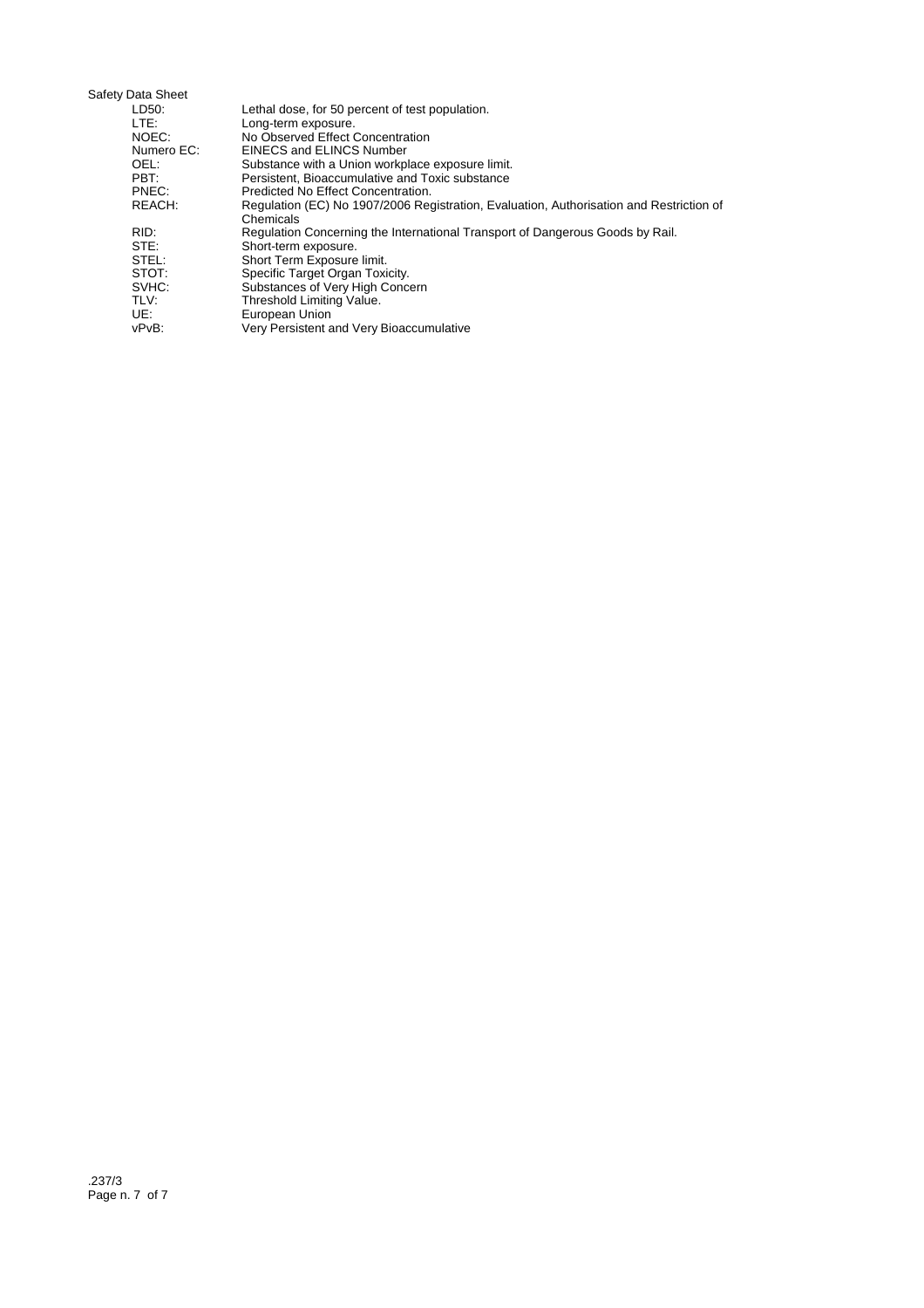| | |
|---|---|
| LD50: | Lethal dose, for 50 percent of test population. |
| LTE: | Long-term exposure. |
| NOEC: | No Observed Effect Concentration |
| Numero EC: | EINECS and ELINCS Number |
| OEL: | Substance with a Union workplace exposure limit. |
| PBT: | Persistent, Bioaccumulative and Toxic substance |
| PNEC: | Predicted No Effect Concentration. |
| REACH: | Regulation (EC) No 1907/2006 Registration, Evaluation, Authorisation and Restriction of Chemicals |
| RID: | Regulation Concerning the International Transport of Dangerous Goods by Rail. |
| STE: | Short-term exposure. |
| STEL: | Short Term Exposure limit. |
| STOT: | Specific Target Organ Toxicity. |
| SVHC: | Substances of Very High Concern |
| TLV: | Threshold Limiting Value. |
| UE: | European Union |
| vPvB: | Very Persistent and Very Bioaccumulative |

.237/3